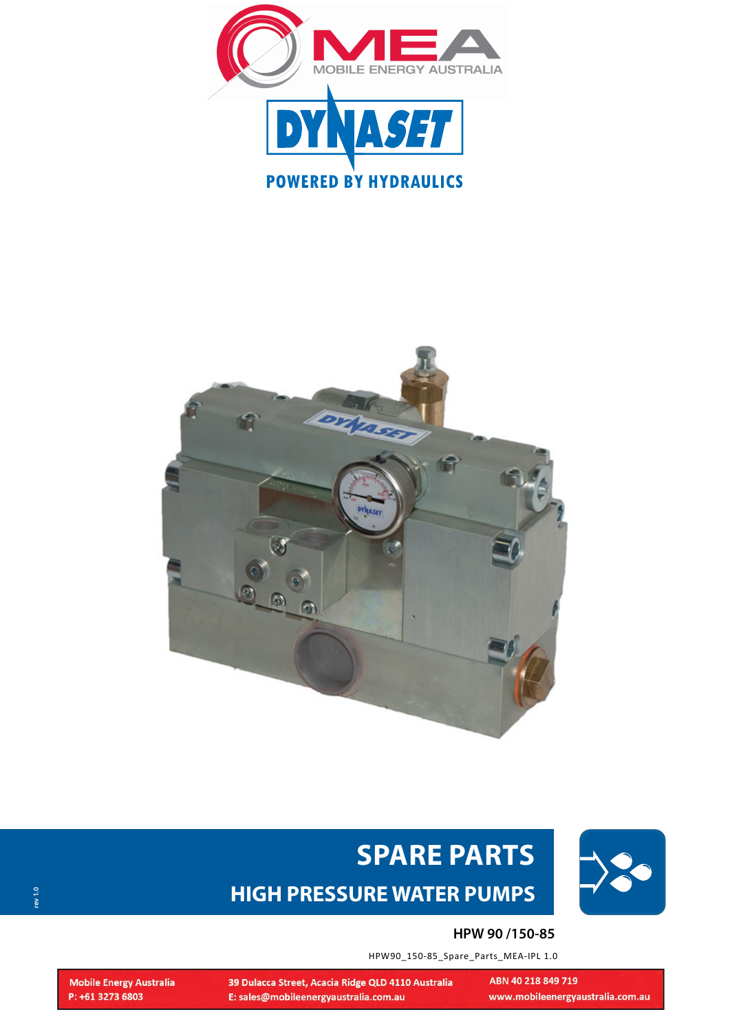MEA MOBILE ENERGY AUSTRALIA

DYNASET

POWERED BY HYDRAULICS

# SPARE PARTS

## HIGH PRESSURE WATER PUMPS

**HPW 90 /150-85**

HPW90_150-85_Spare_Parts_MEA-IPL 1.0

rev 1.0

| | | |
|---|---|---|
| **Mobile Energy Australia** | **39 Dulacca Street, Acacia Ridge QLD 4110 Australia** | **ABN 40 218 849 719** |
| **P: +61 3273 6803** | **E: sales@mobileenergyaustralia.com.au** | **www.mobileenergyaustralia.com.au** |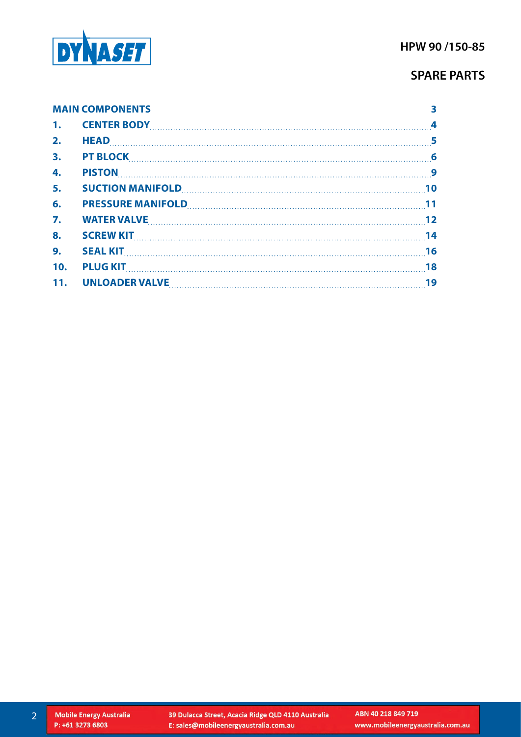# SPARE PARTS

HPW 90 /150-85

| | | |
|---|---|---|
| **MAIN COMPONENTS** | | 3 |
| 1. | CENTER BODY | 4 |
| 2. | HEAD | 5 |
| 3. | PT BLOCK | 6 |
| 4. | PISTON | 9 |
| 5. | SUCTION MANIFOLD | 10 |
| 6. | PRESSURE MANIFOLD | 11 |
| 7. | WATER VALVE | 12 |
| 8. | SCREW KIT | 14 |
| 9. | SEAL KIT | 16 |
| 10. | PLUG KIT | 18 |
| 11. | UNLOADER VALVE | 19 |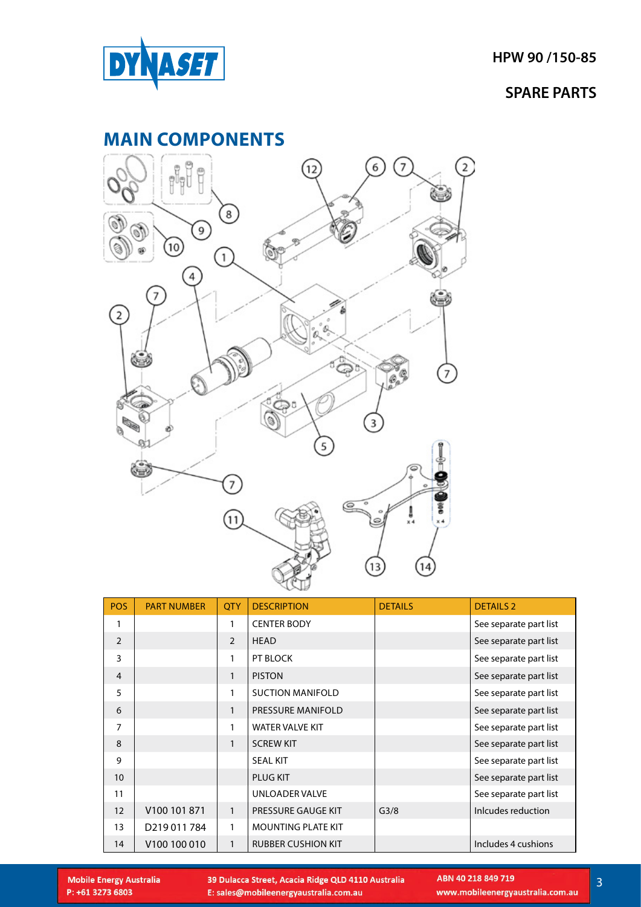## HPW 90 /150-85

## SPARE PARTS

# MAIN COMPONENTS

| POS | PART NUMBER | QTY | DESCRIPTION | DETAILS | DETAILS 2 |
|---|---|---|---|---|---|
| 1 | | 1 | CENTER BODY | | See separate part list |
| 2 | | 2 | HEAD | | See separate part list |
| 3 | | 1 | PT BLOCK | | See separate part list |
| 4 | | 1 | PISTON | | See separate part list |
| 5 | | 1 | SUCTION MANIFOLD | | See separate part list |
| 6 | | 1 | PRESSURE MANIFOLD | | See separate part list |
| 7 | | 1 | WATER VALVE KIT | | See separate part list |
| 8 | | 1 | SCREW KIT | | See separate part list |
| 9 | | | SEAL KIT | | See separate part list |
| 10 | | | PLUG KIT | | See separate part list |
| 11 | | | UNLOADER VALVE | | See separate part list |
| 12 | V100 101 871 | 1 | PRESSURE GAUGE KIT | G3/8 | Inlcudes reduction |
| 13 | D219 011 784 | 1 | MOUNTING PLATE KIT | | |
| 14 | V100 100 010 | 1 | RUBBER CUSHION KIT | | Includes 4 cushions |

Mobile Energy Australia
P: +61 3273 6803

39 Dulacca Street, Acacia Ridge QLD 4110 Australia
E: sales@mobileenergyaustralia.com.au

ABN 40 218 849 719
www.mobileenergyaustralia.com.au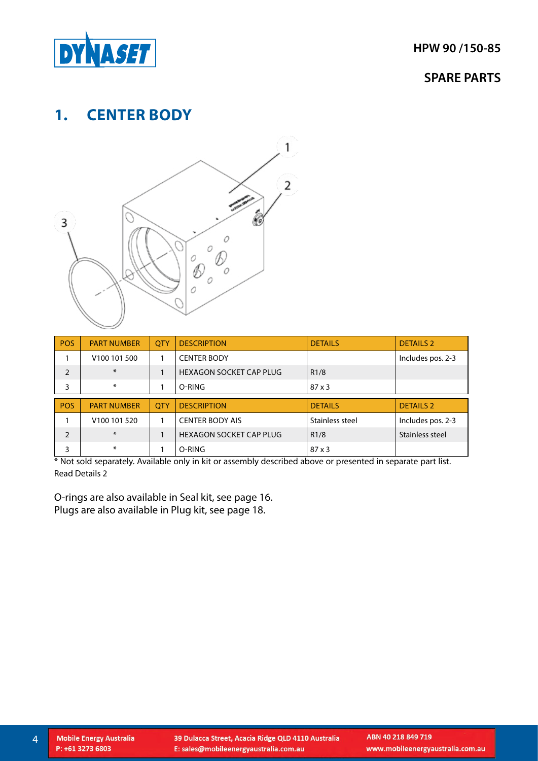## 1. CENTER BODY

| POS | PART NUMBER | QTY | DESCRIPTION | DETAILS | DETAILS 2 |
|---|---|---|---|---|---|
| 1 | V100 101 500 | 1 | CENTER BODY | | Includes pos. 2-3 |
| 2 | * | 1 | HEXAGON SOCKET CAP PLUG | R1/8 | |
| 3 | * | 1 | O-RING | 87 x 3 | |

| POS | PART NUMBER | QTY | DESCRIPTION | DETAILS | DETAILS 2 |
|---|---|---|---|---|---|
| 1 | V100 101 520 | 1 | CENTER BODY AIS | Stainless steel | Includes pos. 2-3 |
| 2 | * | 1 | HEXAGON SOCKET CAP PLUG | R1/8 | Stainless steel |
| 3 | * | 1 | O-RING | 87 x 3 | |

* Not sold separately. Available only in kit or assembly described above or presented in separate part list. Read Details 2

O-rings are also available in Seal kit, see page 16.
Plugs are also available in Plug kit, see page 18.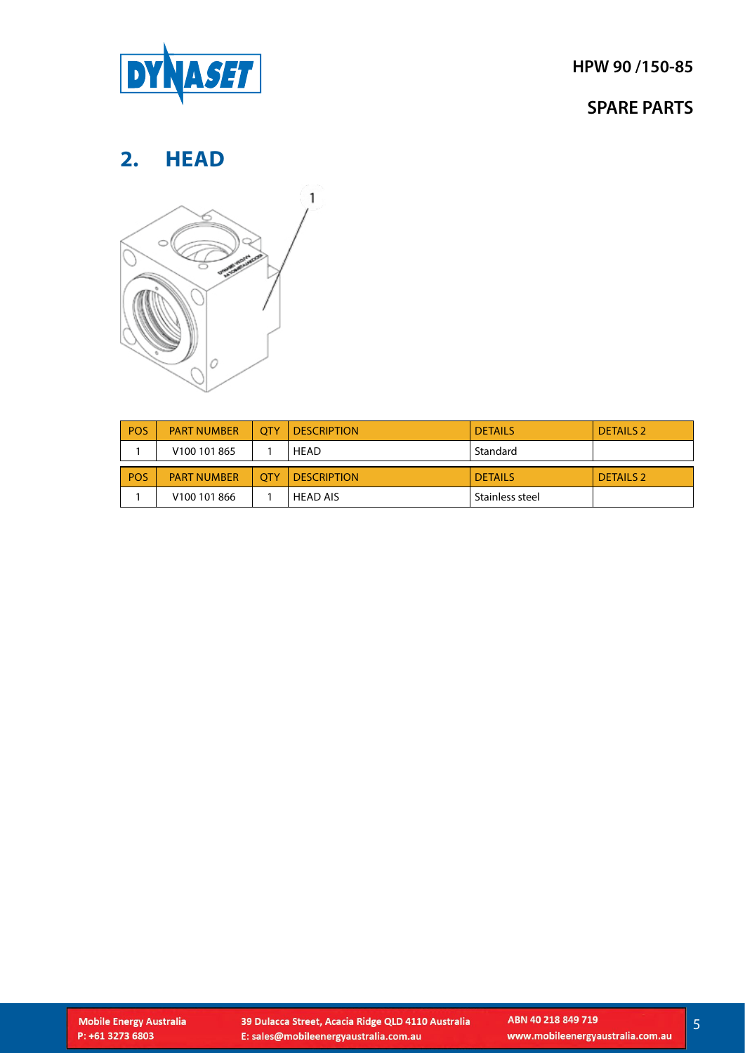## 2. HEAD

| POS | PART NUMBER | QTY | DESCRIPTION | DETAILS | DETAILS 2 |
|---|---|---|---|---|---|
| 1 | V100 101 865 | 1 | HEAD | Standard | |

| POS | PART NUMBER | QTY | DESCRIPTION | DETAILS | DETAILS 2 |
|---|---|---|---|---|---|
| 1 | V100 101 866 | 1 | HEAD AIS | Stainless steel | |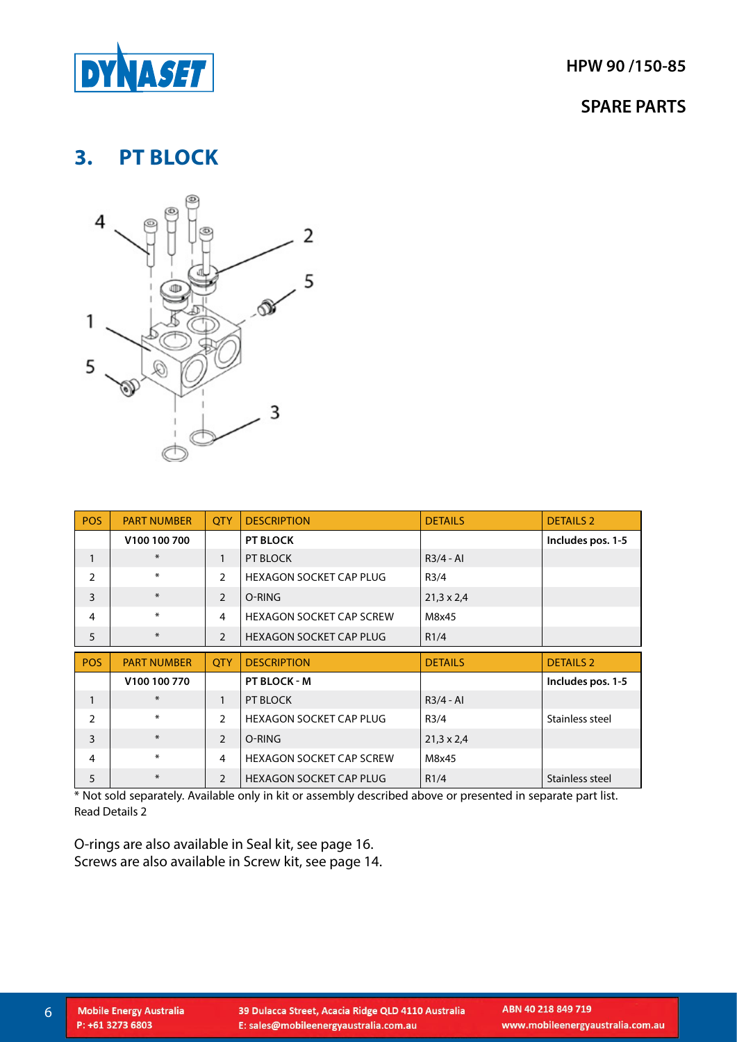# 3. PT BLOCK

| POS | PART NUMBER | QTY | DESCRIPTION | DETAILS | DETAILS 2 |
|---|---|---|---|---|---|
| | **V100 100 700** | | **PT BLOCK** | | **Includes pos. 1-5** |
| 1 | * | 1 | PT BLOCK | R3/4 - Al | |
| 2 | * | 2 | HEXAGON SOCKET CAP PLUG | R3/4 | |
| 3 | * | 2 | O-RING | 21,3 x 2,4 | |
| 4 | * | 4 | HEXAGON SOCKET CAP SCREW | M8x45 | |
| 5 | * | 2 | HEXAGON SOCKET CAP PLUG | R1/4 | |

| POS | PART NUMBER | QTY | DESCRIPTION | DETAILS | DETAILS 2 |
|---|---|---|---|---|---|
| | **V100 100 770** | | **PT BLOCK - M** | | **Includes pos. 1-5** |
| 1 | * | 1 | PT BLOCK | R3/4 - Al | |
| 2 | * | 2 | HEXAGON SOCKET CAP PLUG | R3/4 | Stainless steel |
| 3 | * | 2 | O-RING | 21,3 x 2,4 | |
| 4 | * | 4 | HEXAGON SOCKET CAP SCREW | M8x45 | |
| 5 | * | 2 | HEXAGON SOCKET CAP PLUG | R1/4 | Stainless steel |

* Not sold separately. Available only in kit or assembly described above or presented in separate part list. Read Details 2

O-rings are also available in Seal kit, see page 16.
Screws are also available in Screw kit, see page 14.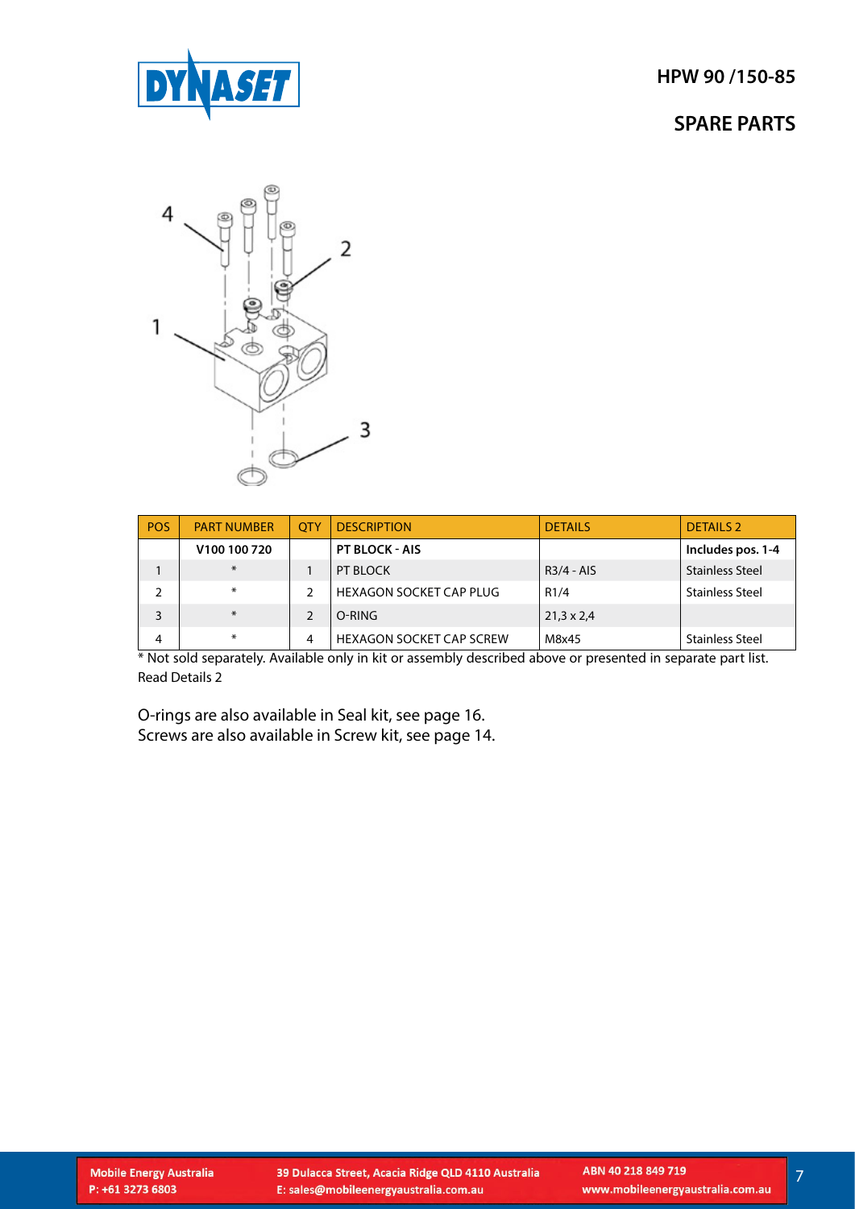# HPW 90 /150-85

## SPARE PARTS

| POS | PART NUMBER | QTY | DESCRIPTION | DETAILS | DETAILS 2 |
|---|---|---|---|---|---|
| | **V100 100 720** | | **PT BLOCK - AIS** | | **Includes pos. 1-4** |
| 1 | * | 1 | PT BLOCK | R3/4 - AIS | Stainless Steel |
| 2 | * | 2 | HEXAGON SOCKET CAP PLUG | R1/4 | Stainless Steel |
| 3 | * | 2 | O-RING | 21,3 x 2,4 | |
| 4 | * | 4 | HEXAGON SOCKET CAP SCREW | M8x45 | Stainless Steel |

* Not sold separately. Available only in kit or assembly described above or presented in separate part list. Read Details 2

O-rings are also available in Seal kit, see page 16.
Screws are also available in Screw kit, see page 14.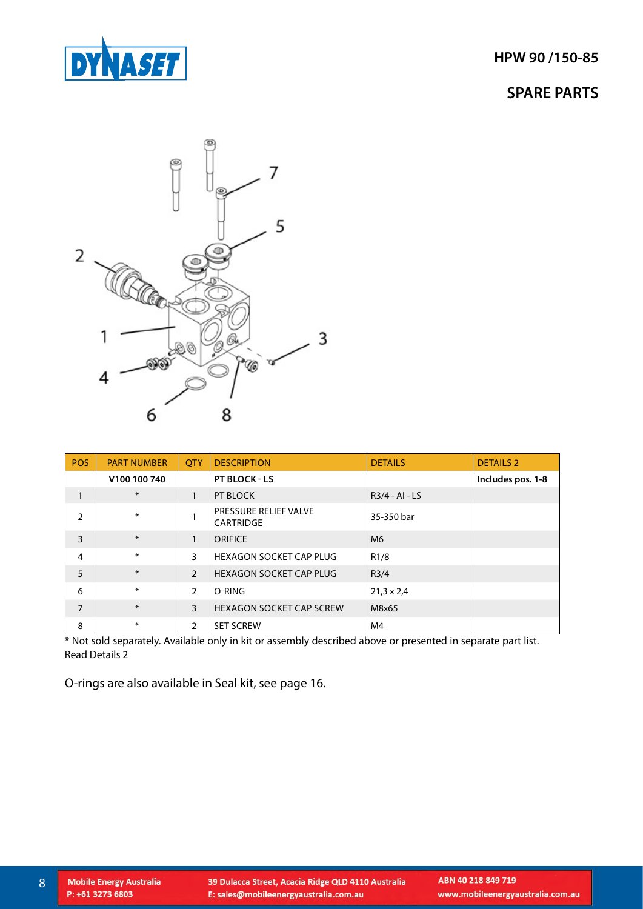# HPW 90 /150-85

## SPARE PARTS

| POS | PART NUMBER | QTY | DESCRIPTION | DETAILS | DETAILS 2 |
|---|---|---|---|---|---|
| | **V100 100 740** | | **PT BLOCK - LS** | | **Includes pos. 1-8** |
| 1 | * | 1 | PT BLOCK | R3/4 - AI - LS | |
| 2 | * | 1 | PRESSURE RELIEF VALVE CARTRIDGE | 35-350 bar | |
| 3 | * | 1 | ORIFICE | M6 | |
| 4 | * | 3 | HEXAGON SOCKET CAP PLUG | R1/8 | |
| 5 | * | 2 | HEXAGON SOCKET CAP PLUG | R3/4 | |
| 6 | * | 2 | O-RING | 21,3 x 2,4 | |
| 7 | * | 3 | HEXAGON SOCKET CAP SCREW | M8x65 | |
| 8 | * | 2 | SET SCREW | M4 | |

* Not sold separately. Available only in kit or assembly described above or presented in separate part list. Read Details 2

O-rings are also available in Seal kit, see page 16.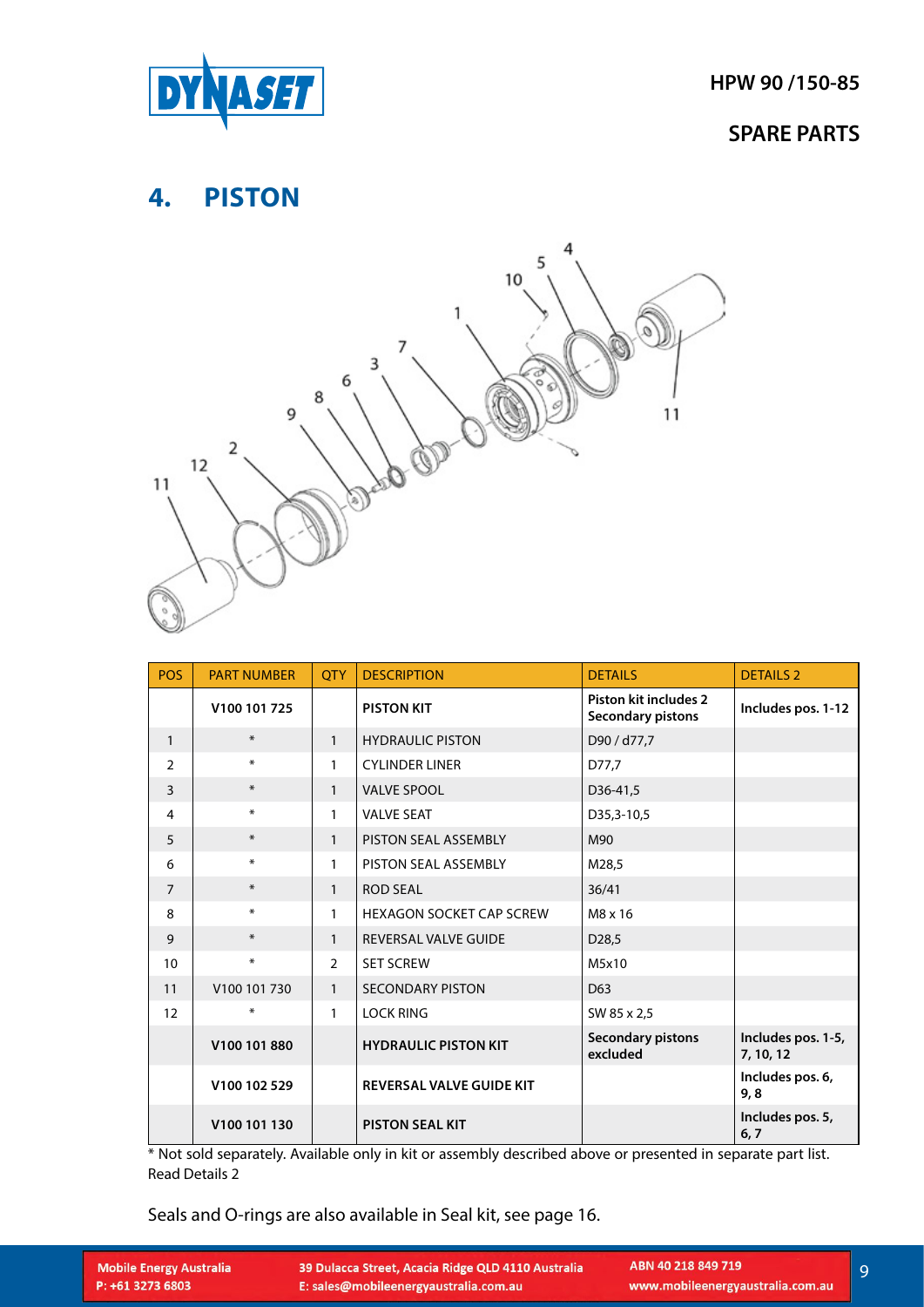# 4. PISTON

| POS | PART NUMBER | QTY | DESCRIPTION | DETAILS | DETAILS 2 |
|---|---|---|---|---|---|
| | **V100 101 725** | | **PISTON KIT** | **Piston kit includes 2 Secondary pistons** | **Includes pos. 1-12** |
| 1 | * | 1 | HYDRAULIC PISTON | D90 / d77,7 | |
| 2 | * | 1 | CYLINDER LINER | D77,7 | |
| 3 | * | 1 | VALVE SPOOL | D36-41,5 | |
| 4 | * | 1 | VALVE SEAT | D35,3-10,5 | |
| 5 | * | 1 | PISTON SEAL ASSEMBLY | M90 | |
| 6 | * | 1 | PISTON SEAL ASSEMBLY | M28,5 | |
| 7 | * | 1 | ROD SEAL | 36/41 | |
| 8 | * | 1 | HEXAGON SOCKET CAP SCREW | M8 x 16 | |
| 9 | * | 1 | REVERSAL VALVE GUIDE | D28,5 | |
| 10 | * | 2 | SET SCREW | M5x10 | |
| 11 | V100 101 730 | 1 | SECONDARY PISTON | D63 | |
| 12 | * | 1 | LOCK RING | SW 85 x 2,5 | |
| | **V100 101 880** | | **HYDRAULIC PISTON KIT** | **Secondary pistons excluded** | **Includes pos. 1-5, 7, 10, 12** |
| | **V100 102 529** | | **REVERSAL VALVE GUIDE KIT** | | **Includes pos. 6, 9, 8** |
| | **V100 101 130** | | **PISTON SEAL KIT** | | **Includes pos. 5, 6, 7** |

* Not sold separately. Available only in kit or assembly described above or presented in separate part list. Read Details 2

Seals and O-rings are also available in Seal kit, see page 16.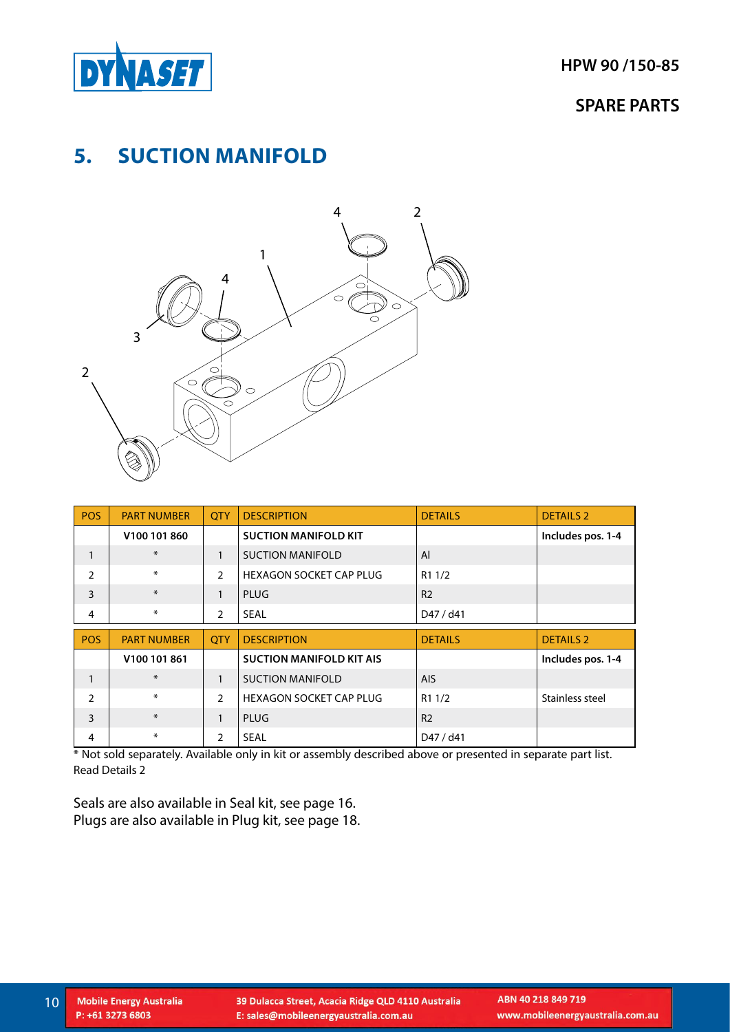## 5. SUCTION MANIFOLD

| POS | PART NUMBER | QTY | DESCRIPTION | DETAILS | DETAILS 2 |
|---|---|---|---|---|---|
| | **V100 101 860** | | **SUCTION MANIFOLD KIT** | | **Includes pos. 1-4** |
| 1 | * | 1 | SUCTION MANIFOLD | Al | |
| 2 | * | 2 | HEXAGON SOCKET CAP PLUG | R1 1/2 | |
| 3 | * | 1 | PLUG | R2 | |
| 4 | * | 2 | SEAL | D47 / d41 | |

| POS | PART NUMBER | QTY | DESCRIPTION | DETAILS | DETAILS 2 |
|---|---|---|---|---|---|
| | **V100 101 861** | | **SUCTION MANIFOLD KIT AIS** | | **Includes pos. 1-4** |
| 1 | * | 1 | SUCTION MANIFOLD | AIS | |
| 2 | * | 2 | HEXAGON SOCKET CAP PLUG | R1 1/2 | Stainless steel |
| 3 | * | 1 | PLUG | R2 | |
| 4 | * | 2 | SEAL | D47 / d41 | |

* Not sold separately. Available only in kit or assembly described above or presented in separate part list. Read Details 2

Seals are also available in Seal kit, see page 16.
Plugs are also available in Plug kit, see page 18.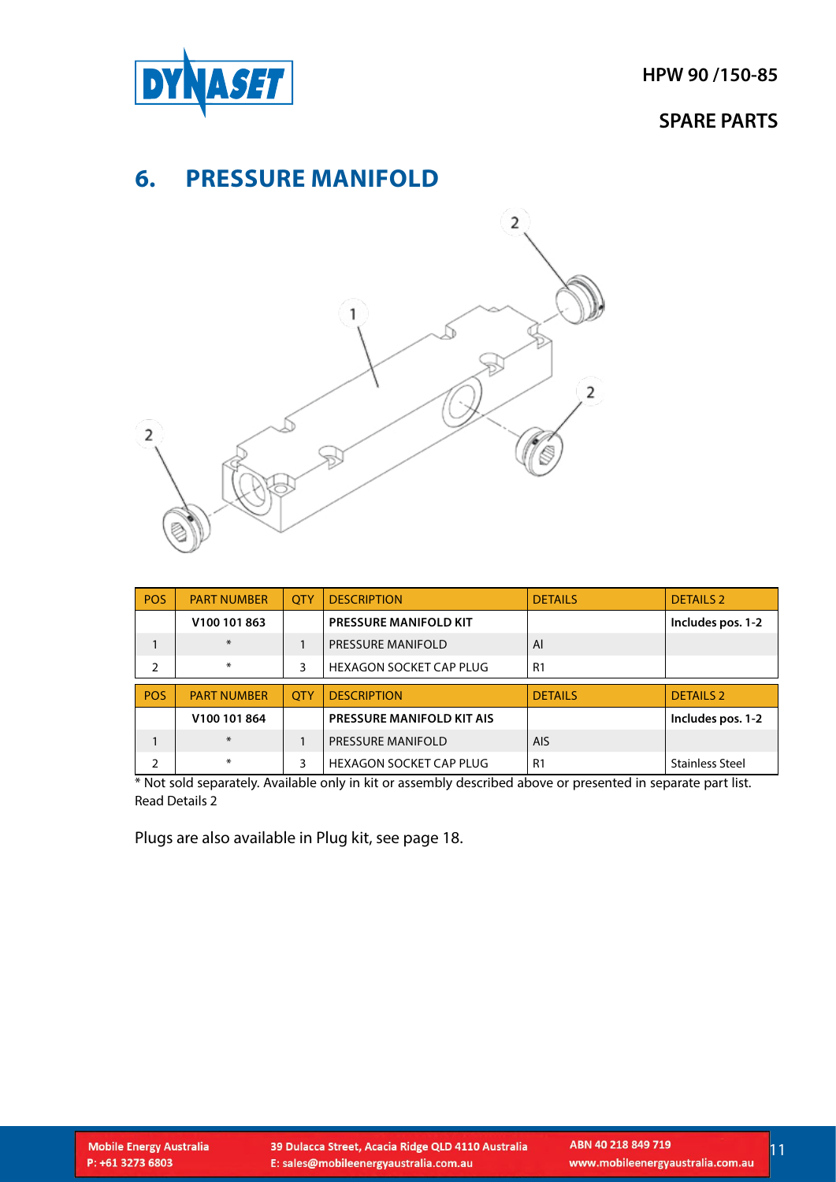## 6. PRESSURE MANIFOLD

| POS | PART NUMBER | QTY | DESCRIPTION | DETAILS | DETAILS 2 |
|---|---|---|---|---|---|
| | **V100 101 863** | | **PRESSURE MANIFOLD KIT** | | **Includes pos. 1-2** |
| 1 | * | 1 | PRESSURE MANIFOLD | Al | |
| 2 | * | 3 | HEXAGON SOCKET CAP PLUG | R1 | |
| **POS** | **PART NUMBER** | **QTY** | **DESCRIPTION** | **DETAILS** | **DETAILS 2** |
| | **V100 101 864** | | **PRESSURE MANIFOLD KIT AIS** | | **Includes pos. 1-2** |
| 1 | * | 1 | PRESSURE MANIFOLD | AIS | |
| 2 | * | 3 | HEXAGON SOCKET CAP PLUG | R1 | Stainless Steel |

* Not sold separately. Available only in kit or assembly described above or presented in separate part list. Read Details 2

Plugs are also available in Plug kit, see page 18.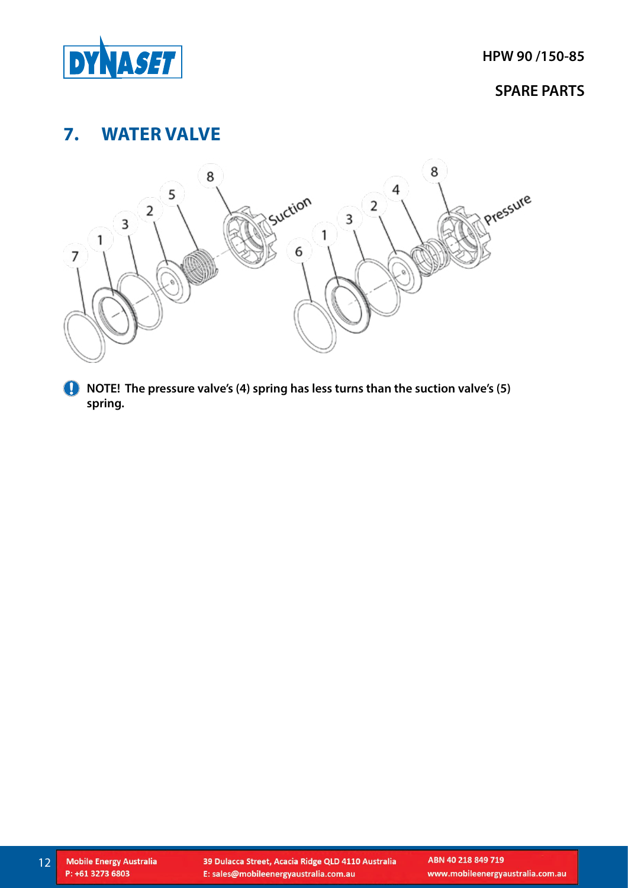## 7. WATER VALVE

NOTE! The pressure valve's (4) spring has less turns than the suction valve's (5) spring.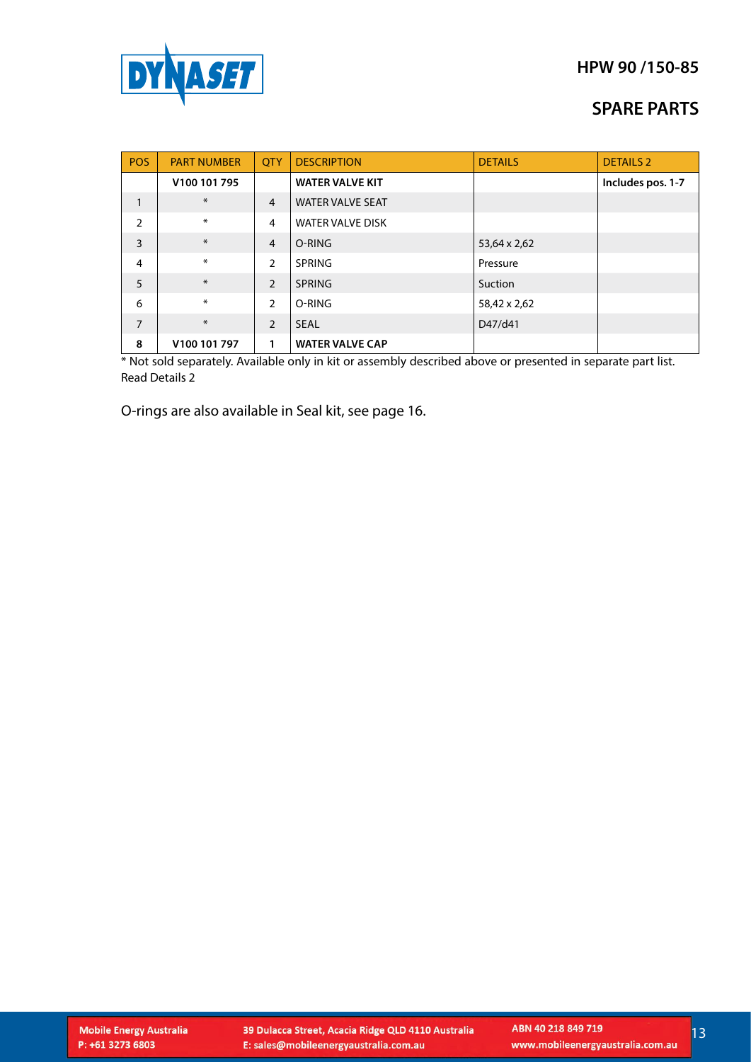# HPW 90 /150-85

## SPARE PARTS

| POS | PART NUMBER | QTY | DESCRIPTION | DETAILS | DETAILS 2 |
|---|---|---|---|---|---|
| | **V100 101 795** | | **WATER VALVE KIT** | | **Includes pos. 1-7** |
| 1 | * | 4 | WATER VALVE SEAT | | |
| 2 | * | 4 | WATER VALVE DISK | | |
| 3 | * | 4 | O-RING | 53,64 x 2,62 | |
| 4 | * | 2 | SPRING | Pressure | |
| 5 | * | 2 | SPRING | Suction | |
| 6 | * | 2 | O-RING | 58,42 x 2,62 | |
| 7 | * | 2 | SEAL | D47/d41 | |
| **8** | **V100 101 797** | **1** | **WATER VALVE CAP** | | |

* Not sold separately. Available only in kit or assembly described above or presented in separate part list. Read Details 2

O-rings are also available in Seal kit, see page 16.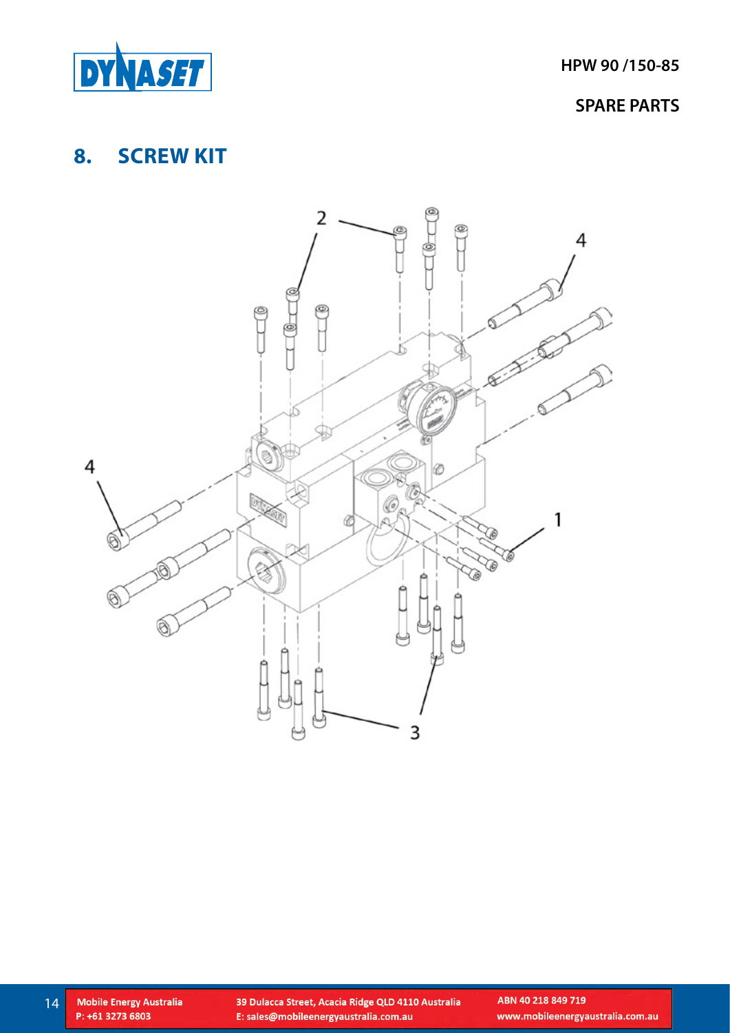## 8. SCREW KIT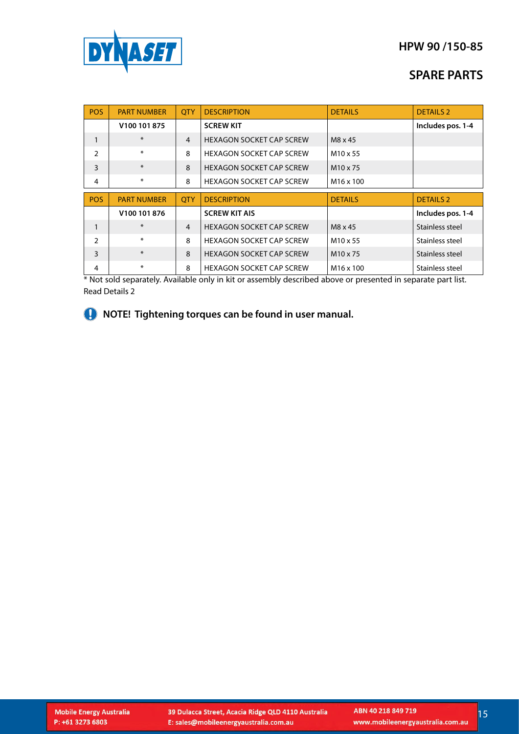HPW 90 /150-85

## SPARE PARTS

| POS | PART NUMBER | QTY | DESCRIPTION | DETAILS | DETAILS 2 |
|---|---|---|---|---|---|
| | **V100 101 875** | | **SCREW KIT** | | **Includes pos. 1-4** |
| 1 | * | 4 | HEXAGON SOCKET CAP SCREW | M8 x 45 | |
| 2 | * | 8 | HEXAGON SOCKET CAP SCREW | M10 x 55 | |
| 3 | * | 8 | HEXAGON SOCKET CAP SCREW | M10 x 75 | |
| 4 | * | 8 | HEXAGON SOCKET CAP SCREW | M16 x 100 | |

| POS | PART NUMBER | QTY | DESCRIPTION | DETAILS | DETAILS 2 |
|---|---|---|---|---|---|
| | **V100 101 876** | | **SCREW KIT AIS** | | **Includes pos. 1-4** |
| 1 | * | 4 | HEXAGON SOCKET CAP SCREW | M8 x 45 | Stainless steel |
| 2 | * | 8 | HEXAGON SOCKET CAP SCREW | M10 x 55 | Stainless steel |
| 3 | * | 8 | HEXAGON SOCKET CAP SCREW | M10 x 75 | Stainless steel |
| 4 | * | 8 | HEXAGON SOCKET CAP SCREW | M16 x 100 | Stainless steel |

* Not sold separately. Available only in kit or assembly described above or presented in separate part list. Read Details 2

**NOTE! Tightening torques can be found in user manual.**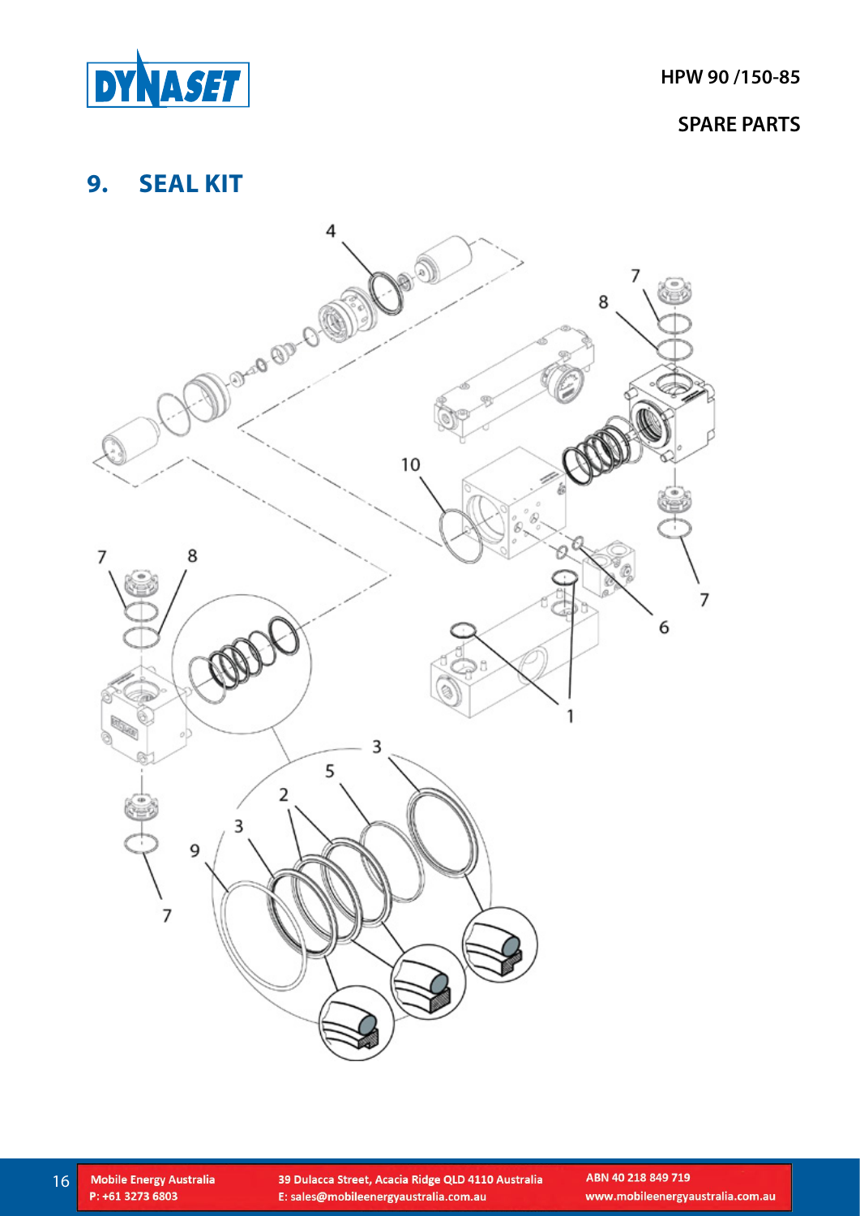# 9. SEAL KIT

4

7

8

10

7

8

7

6

1

3

5

2

3

9

7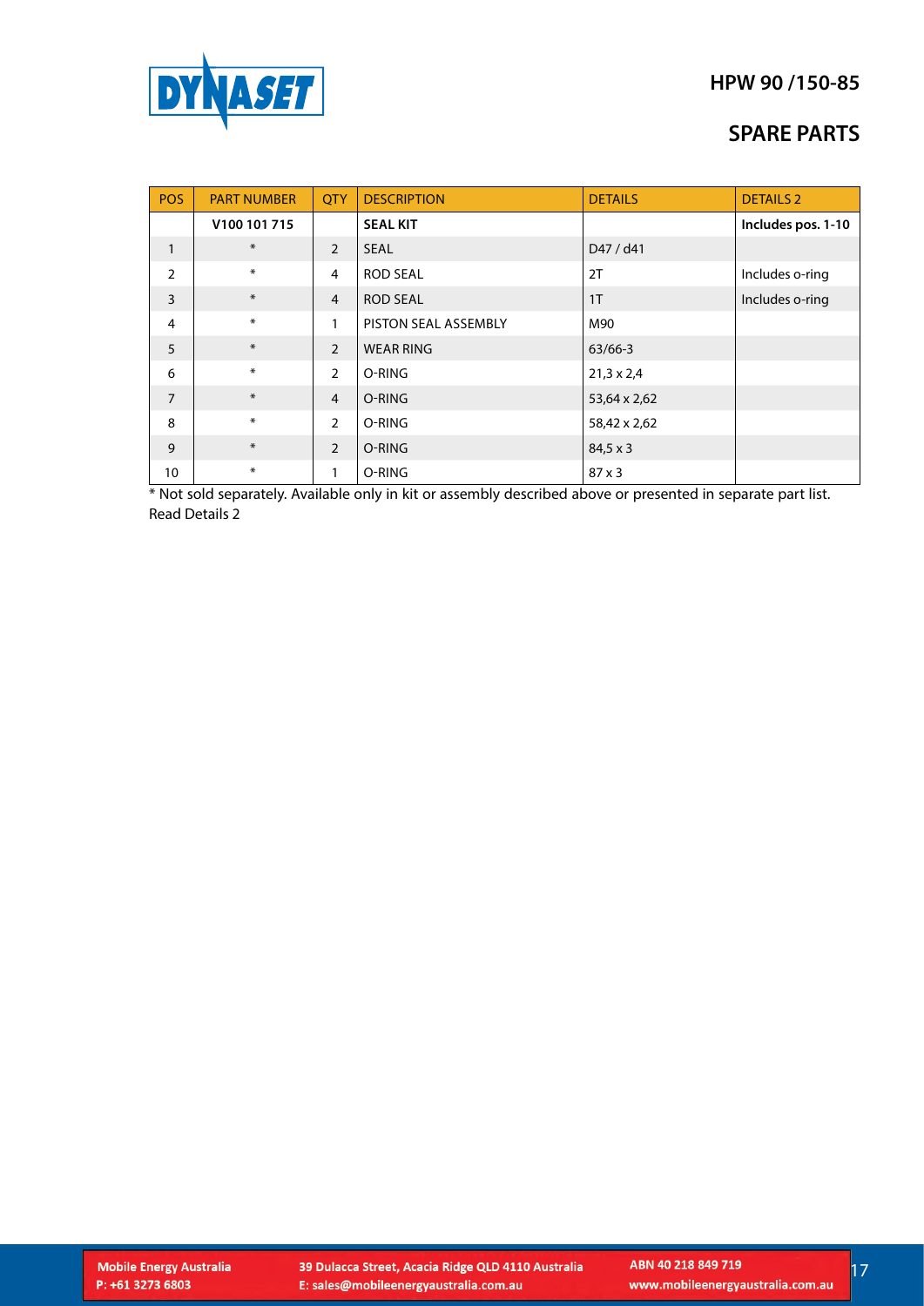## HPW 90 /150-85

## SPARE PARTS

| POS | PART NUMBER | QTY | DESCRIPTION | DETAILS | DETAILS 2 |
|---|---|---|---|---|---|
| | **V100 101 715** | | **SEAL KIT** | | **Includes pos. 1-10** |
| 1 | * | 2 | SEAL | D47 / d41 | |
| 2 | * | 4 | ROD SEAL | 2T | Includes o-ring |
| 3 | * | 4 | ROD SEAL | 1T | Includes o-ring |
| 4 | * | 1 | PISTON SEAL ASSEMBLY | M90 | |
| 5 | * | 2 | WEAR RING | 63/66-3 | |
| 6 | * | 2 | O-RING | 21,3 x 2,4 | |
| 7 | * | 4 | O-RING | 53,64 x 2,62 | |
| 8 | * | 2 | O-RING | 58,42 x 2,62 | |
| 9 | * | 2 | O-RING | 84,5 x 3 | |
| 10 | * | 1 | O-RING | 87 x 3 | |

* Not sold separately. Available only in kit or assembly described above or presented in separate part list. Read Details 2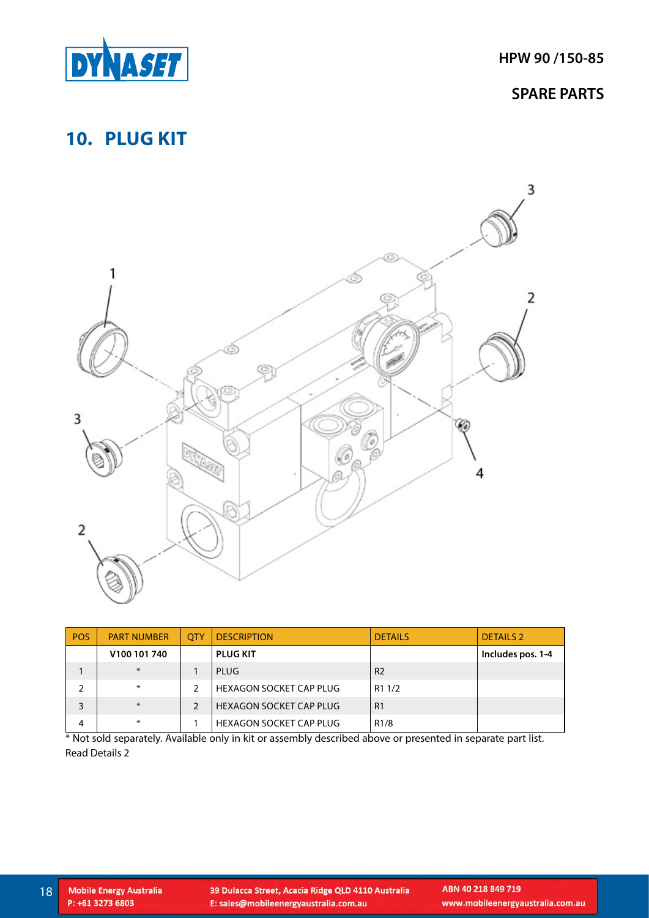## 10. PLUG KIT

| POS | PART NUMBER | QTY | DESCRIPTION | DETAILS | DETAILS 2 |
|---|---|---|---|---|---|
| | **V100 101 740** | | **PLUG KIT** | | **Includes pos. 1-4** |
| 1 | * | 1 | PLUG | R2 | |
| 2 | * | 2 | HEXAGON SOCKET CAP PLUG | R1 1/2 | |
| 3 | * | 2 | HEXAGON SOCKET CAP PLUG | R1 | |
| 4 | * | 1 | HEXAGON SOCKET CAP PLUG | R1/8 | |

* Not sold separately. Available only in kit or assembly described above or presented in separate part list. Read Details 2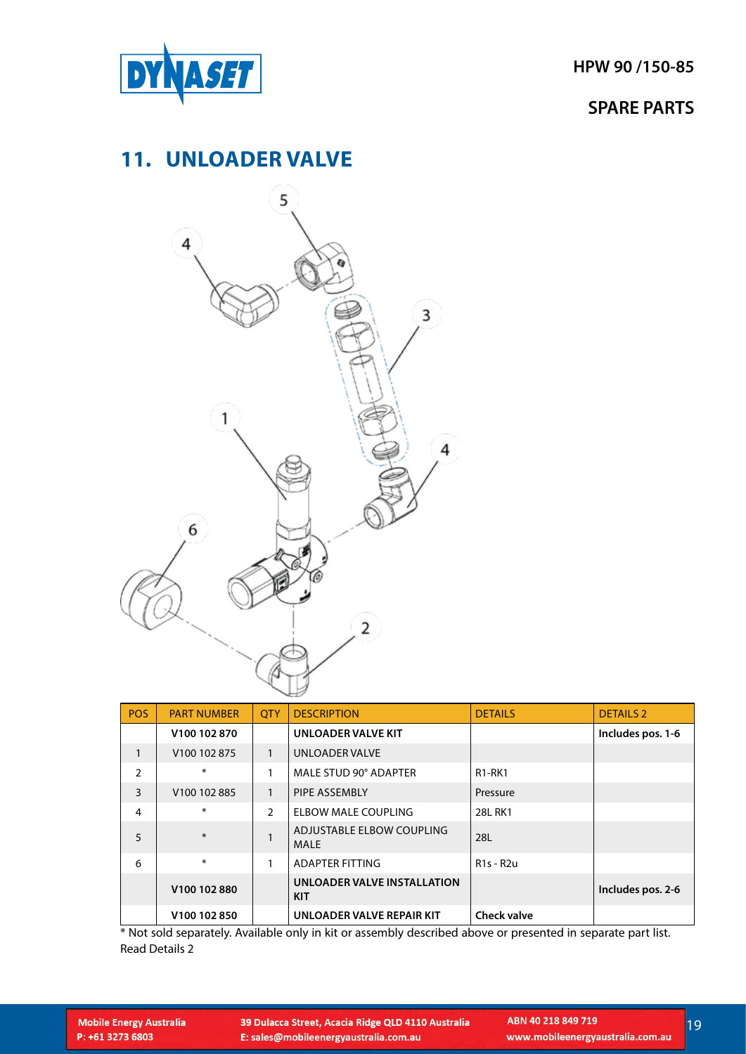## 11. UNLOADER VALVE

5

4

3

1

4

6

2

| POS | PART NUMBER | QTY | DESCRIPTION | DETAILS | DETAILS 2 |
|---|---|---|---|---|---|
| | **V100 102 870** | | **UNLOADER VALVE KIT** | | **Includes pos. 1-6** |
| 1 | V100 102 875 | 1 | UNLOADER VALVE | | |
| 2 | * | 1 | MALE STUD 90° ADAPTER | R1-RK1 | |
| 3 | V100 102 885 | 1 | PIPE ASSEMBLY | Pressure | |
| 4 | * | 2 | ELBOW MALE COUPLING | 28L RK1 | |
| 5 | * | 1 | ADJUSTABLE ELBOW COUPLING MALE | 28L | |
| 6 | * | 1 | ADAPTER FITTING | R1s - R2u | |
| | **V100 102 880** | | **UNLOADER VALVE INSTALLATION KIT** | | **Includes pos. 2-6** |
| | **V100 102 850** | | **UNLOADER VALVE REPAIR KIT** | **Check valve** | |

* Not sold separately. Available only in kit or assembly described above or presented in separate part list. Read Details 2